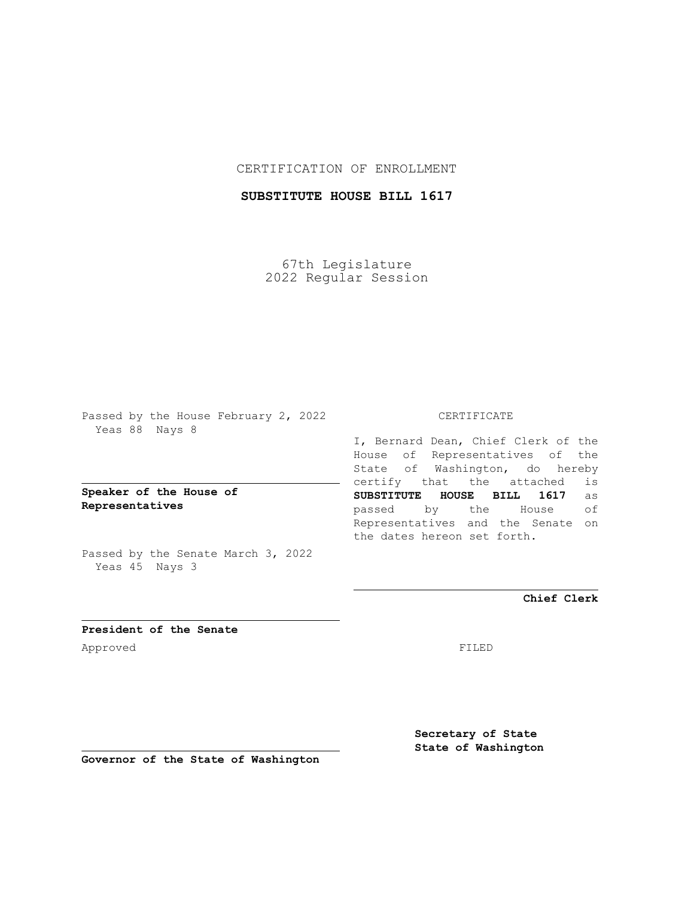CERTIFICATION OF ENROLLMENT

**SUBSTITUTE HOUSE BILL 1617**

67th Legislature
2022 Regular Session

Passed by the House February 2, 2022
Yeas 88 Nays 8

**Speaker of the House of Representatives**

Passed by the Senate March 3, 2022
Yeas 45 Nays 3

**President of the Senate**

Approved

**Governor of the State of Washington**

CERTIFICATE

I, Bernard Dean, Chief Clerk of the House of Representatives of the State of Washington, do hereby certify that the attached is **SUBSTITUTE HOUSE BILL 1617** as passed by the House of Representatives and the Senate on the dates hereon set forth.

**Chief Clerk**

FILED

**Secretary of State**
**State of Washington**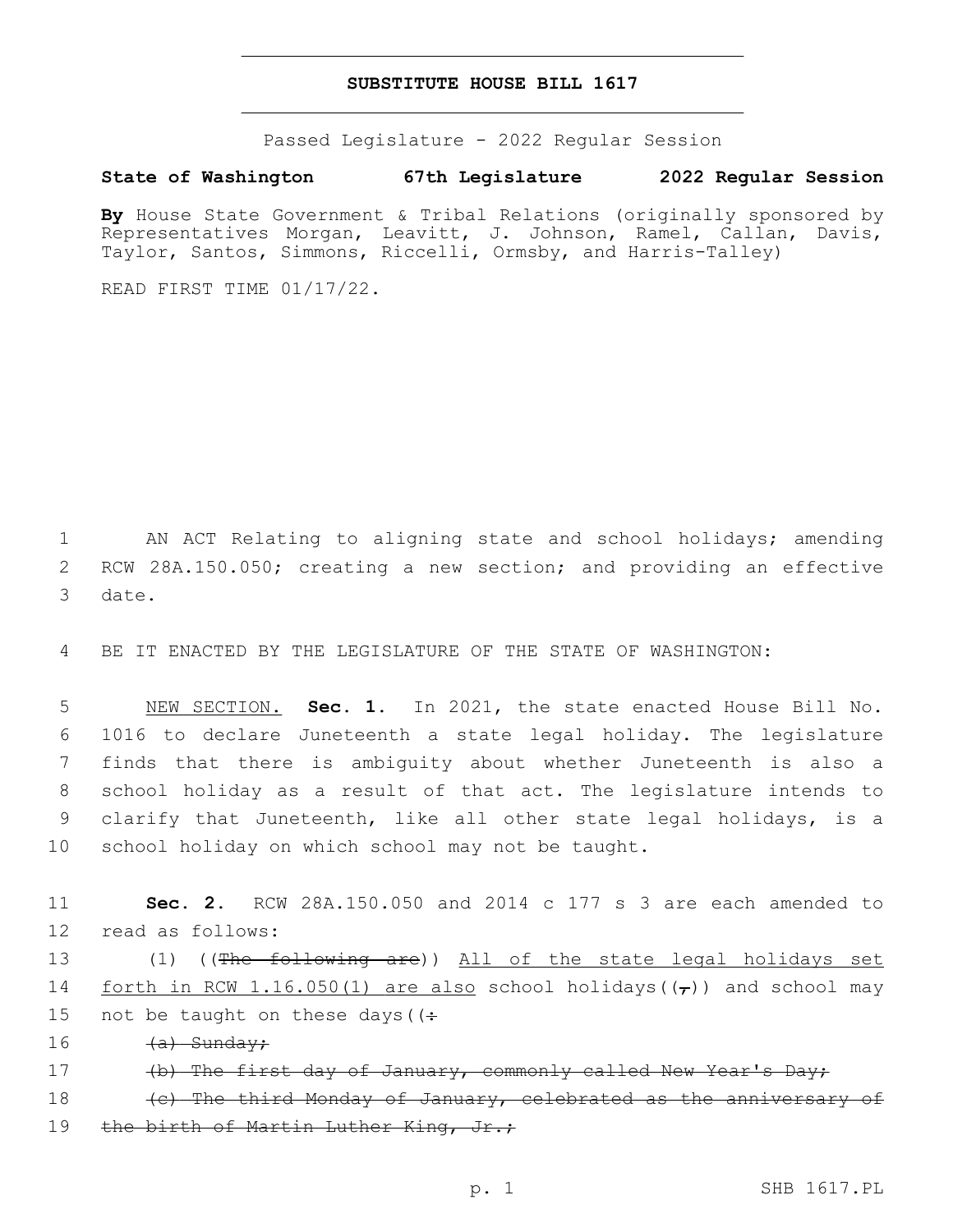# SUBSTITUTE HOUSE BILL 1617

Passed Legislature - 2022 Regular Session

**State of Washington 67th Legislature 2022 Regular Session**

**By** House State Government & Tribal Relations (originally sponsored by Representatives Morgan, Leavitt, J. Johnson, Ramel, Callan, Davis, Taylor, Santos, Simmons, Riccelli, Ormsby, and Harris-Talley)

READ FIRST TIME 01/17/22.

1 AN ACT Relating to aligning state and school holidays; amending
2 RCW 28A.150.050; creating a new section; and providing an effective
3 date.

4 BE IT ENACTED BY THE LEGISLATURE OF THE STATE OF WASHINGTON:

5 <u>NEW SECTION.</u> **Sec. 1.** In 2021, the state enacted House Bill No.
6 1016 to declare Juneteenth a state legal holiday. The legislature
7 finds that there is ambiguity about whether Juneteenth is also a
8 school holiday as a result of that act. The legislature intends to
9 clarify that Juneteenth, like all other state legal holidays, is a
10 school holiday on which school may not be taught.

11 **Sec. 2.** RCW 28A.150.050 and 2014 c 177 s 3 are each amended to
12 read as follows:

13 (1) ((~~The following are~~)) <u>All of the state legal holidays set</u>
14 <u>forth in RCW 1.16.050(1) are also</u> school holidays((~~,~~)) and school may
15 not be taught on these days((~~:~~

16 ~~(a) Sunday;~~

17 ~~(b) The first day of January, commonly called New Year's Day;~~

18 ~~(c) The third Monday of January, celebrated as the anniversary of~~
19 ~~the birth of Martin Luther King, Jr.;~~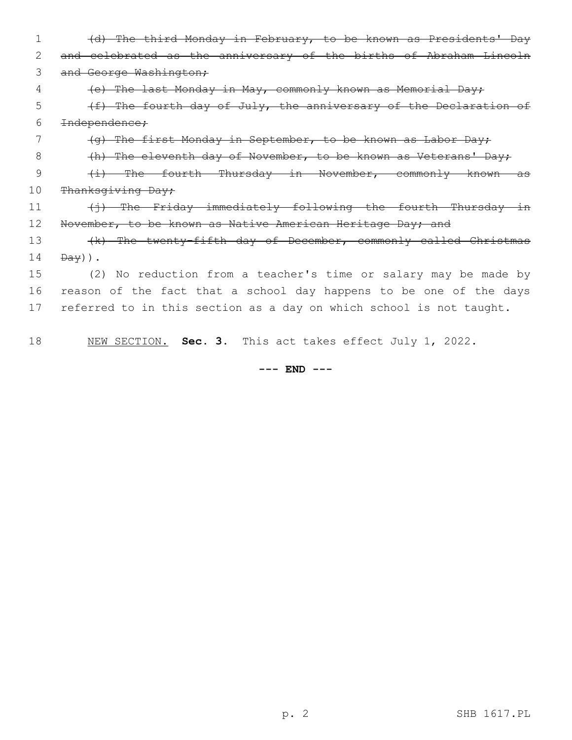~~(d) The third Monday in February, to be known as Presidents' Day and celebrated as the anniversary of the births of Abraham Lincoln and George Washington;~~

~~(e) The last Monday in May, commonly known as Memorial Day;~~

~~(f) The fourth day of July, the anniversary of the Declaration of Independence;~~

~~(g) The first Monday in September, to be known as Labor Day;~~

~~(h) The eleventh day of November, to be known as Veterans' Day;~~

~~(i) The fourth Thursday in November, commonly known as Thanksgiving Day;~~

~~(j) The Friday immediately following the fourth Thursday in November, to be known as Native American Heritage Day; and~~

~~(k) The twenty-fifth day of December, commonly called Christmas Day~~)).

(2) No reduction from a teacher's time or salary may be made by reason of the fact that a school day happens to be one of the days referred to in this section as a day on which school is not taught.

NEW SECTION. **Sec. 3.** This act takes effect July 1, 2022.

**--- END ---**